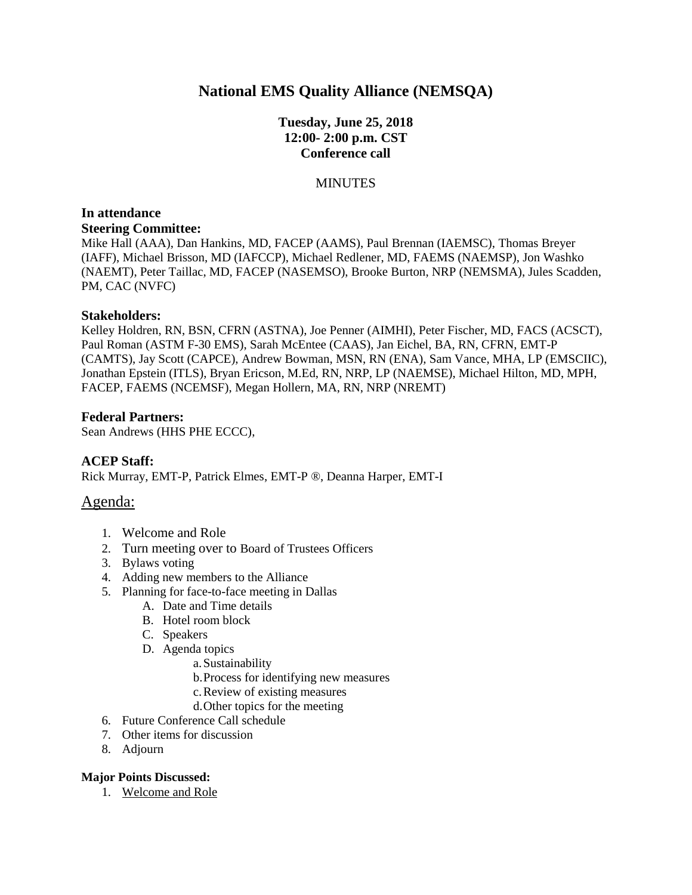# National EMS Quality Alliance (NEMSQA)

**Tuesday, June 25, 2018**
**12:00- 2:00 p.m. CST**
**Conference call**

MINUTES

**In attendance**

**Steering Committee:**
Mike Hall (AAA), Dan Hankins, MD, FACEP (AAMS), Paul Brennan (IAEMSC), Thomas Breyer (IAFF), Michael Brisson, MD (IAFCCP), Michael Redlener, MD, FAEMS (NAEMSP), Jon Washko (NAEMT), Peter Taillac, MD, FACEP (NASEMSO), Brooke Burton, NRP (NEMSMA), Jules Scadden, PM, CAC (NVFC)

**Stakeholders:**
Kelley Holdren, RN, BSN, CFRN (ASTNA), Joe Penner (AIMHI), Peter Fischer, MD, FACS (ACSCT), Paul Roman (ASTM F-30 EMS), Sarah McEntee (CAAS), Jan Eichel, BA, RN, CFRN, EMT-P (CAMTS), Jay Scott (CAPCE), Andrew Bowman, MSN, RN (ENA), Sam Vance, MHA, LP (EMSCIIC), Jonathan Epstein (ITLS), Bryan Ericson, M.Ed, RN, NRP, LP (NAEMSE), Michael Hilton, MD, MPH, FACEP, FAEMS (NCEMSF), Megan Hollern, MA, RN, NRP (NREMT)

**Federal Partners:**
Sean Andrews (HHS PHE ECCC),

**ACEP Staff:**
Rick Murray, EMT-P, Patrick Elmes, EMT-P ®, Deanna Harper, EMT-I

## Agenda:

1. Welcome and Role
2. Turn meeting over to Board of Trustees Officers
3. Bylaws voting
4. Adding new members to the Alliance
5. Planning for face-to-face meeting in Dallas
   A. Date and Time details
   B. Hotel room block
   C. Speakers
   D. Agenda topics
      a. Sustainability
      b. Process for identifying new measures
      c. Review of existing measures
      d. Other topics for the meeting
6. Future Conference Call schedule
7. Other items for discussion
8. Adjourn

**Major Points Discussed:**

1. Welcome and Role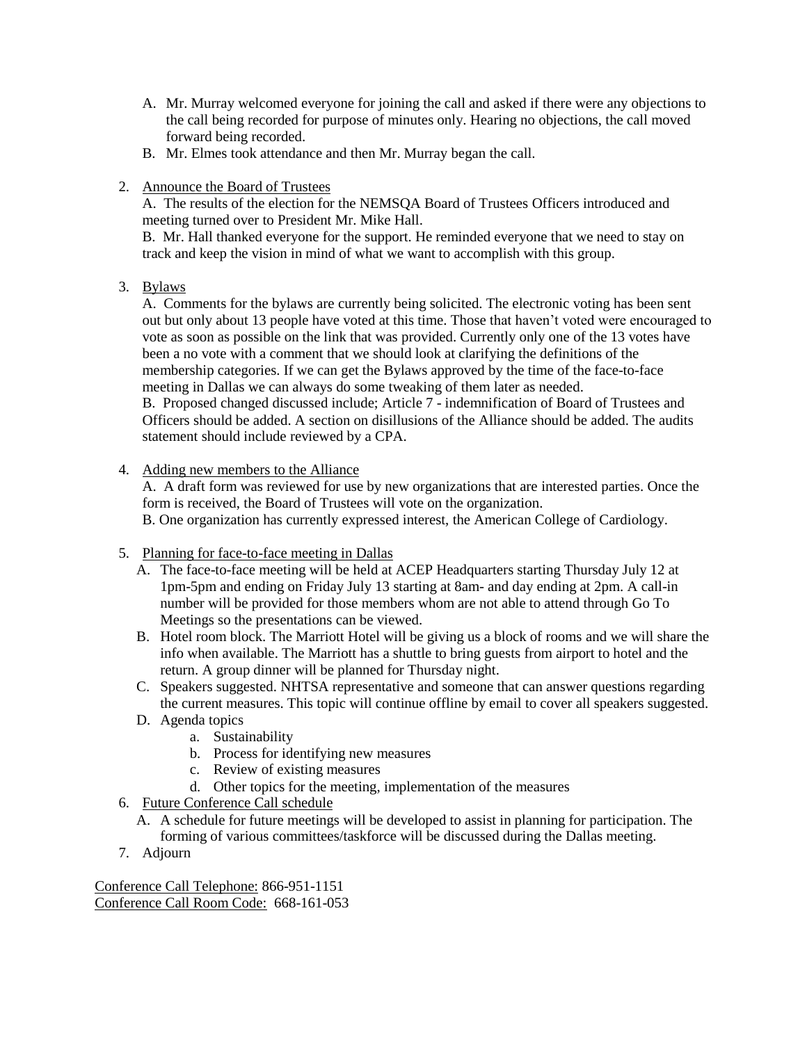A. Mr. Murray welcomed everyone for joining the call and asked if there were any objections to the call being recorded for purpose of minutes only. Hearing no objections, the call moved forward being recorded.

B. Mr. Elmes took attendance and then Mr. Murray began the call.

2. Announce the Board of Trustees

   A. The results of the election for the NEMSQA Board of Trustees Officers introduced and meeting turned over to President Mr. Mike Hall.

   B. Mr. Hall thanked everyone for the support. He reminded everyone that we need to stay on track and keep the vision in mind of what we want to accomplish with this group.

3. Bylaws

   A. Comments for the bylaws are currently being solicited. The electronic voting has been sent out but only about 13 people have voted at this time. Those that haven't voted were encouraged to vote as soon as possible on the link that was provided. Currently only one of the 13 votes have been a no vote with a comment that we should look at clarifying the definitions of the membership categories. If we can get the Bylaws approved by the time of the face-to-face meeting in Dallas we can always do some tweaking of them later as needed.

   B. Proposed changed discussed include; Article 7 - indemnification of Board of Trustees and Officers should be added. A section on disillusions of the Alliance should be added. The audits statement should include reviewed by a CPA.

4. Adding new members to the Alliance

   A. A draft form was reviewed for use by new organizations that are interested parties. Once the form is received, the Board of Trustees will vote on the organization.

   B. One organization has currently expressed interest, the American College of Cardiology.

5. Planning for face-to-face meeting in Dallas

   A. The face-to-face meeting will be held at ACEP Headquarters starting Thursday July 12 at 1pm-5pm and ending on Friday July 13 starting at 8am- and day ending at 2pm. A call-in number will be provided for those members whom are not able to attend through Go To Meetings so the presentations can be viewed.

   B. Hotel room block. The Marriott Hotel will be giving us a block of rooms and we will share the info when available. The Marriott has a shuttle to bring guests from airport to hotel and the return. A group dinner will be planned for Thursday night.

   C. Speakers suggested. NHTSA representative and someone that can answer questions regarding the current measures. This topic will continue offline by email to cover all speakers suggested.

   D. Agenda topics
      a. Sustainability
      b. Process for identifying new measures
      c. Review of existing measures
      d. Other topics for the meeting, implementation of the measures

6. Future Conference Call schedule

   A. A schedule for future meetings will be developed to assist in planning for participation. The forming of various committees/taskforce will be discussed during the Dallas meeting.

7. Adjourn

Conference Call Telephone: 866-951-1151
Conference Call Room Code: 668-161-053